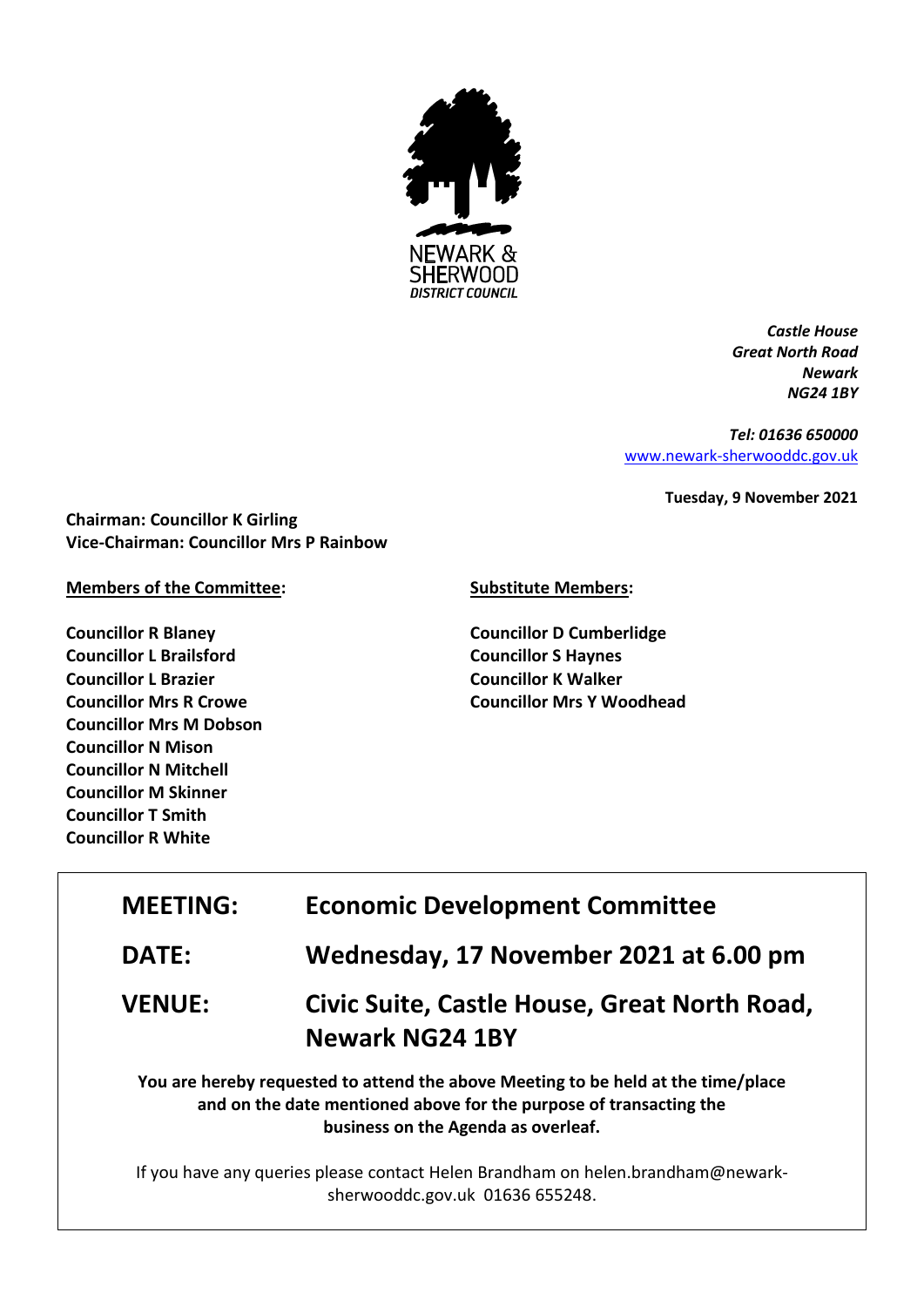NEWARK & SHERWOOD
*DISTRICT COUNCIL*

***Castle House***
***Great North Road***
***Newark***
***NG24 1BY***

***Tel: 01636 650000***
[www.newark-sherwooddc.gov.uk](http://www.newark-sherwooddc.gov.uk)

**Tuesday, 9 November 2021**

**Chairman: Councillor K Girling**
**Vice-Chairman: Councillor Mrs P Rainbow**

**Members of the Committee:**

**Councillor R Blaney**
**Councillor L Brailsford**
**Councillor L Brazier**
**Councillor Mrs R Crowe**
**Councillor Mrs M Dobson**
**Councillor N Mison**
**Councillor N Mitchell**
**Councillor M Skinner**
**Councillor T Smith**
**Councillor R White**

**Substitute Members:**

**Councillor D Cumberlidge**
**Councillor S Haynes**
**Councillor K Walker**
**Councillor Mrs Y Woodhead**

| | |
|---|---|
| **MEETING:** | **Economic Development Committee** |
| **DATE:** | **Wednesday, 17 November 2021 at 6.00 pm** |
| **VENUE:** | **Civic Suite, Castle House, Great North Road, Newark NG24 1BY** |

**You are hereby requested to attend the above Meeting to be held at the time/place and on the date mentioned above for the purpose of transacting the business on the Agenda as overleaf.**

If you have any queries please contact Helen Brandham on helen.brandham@newark-sherwooddc.gov.uk 01636 655248.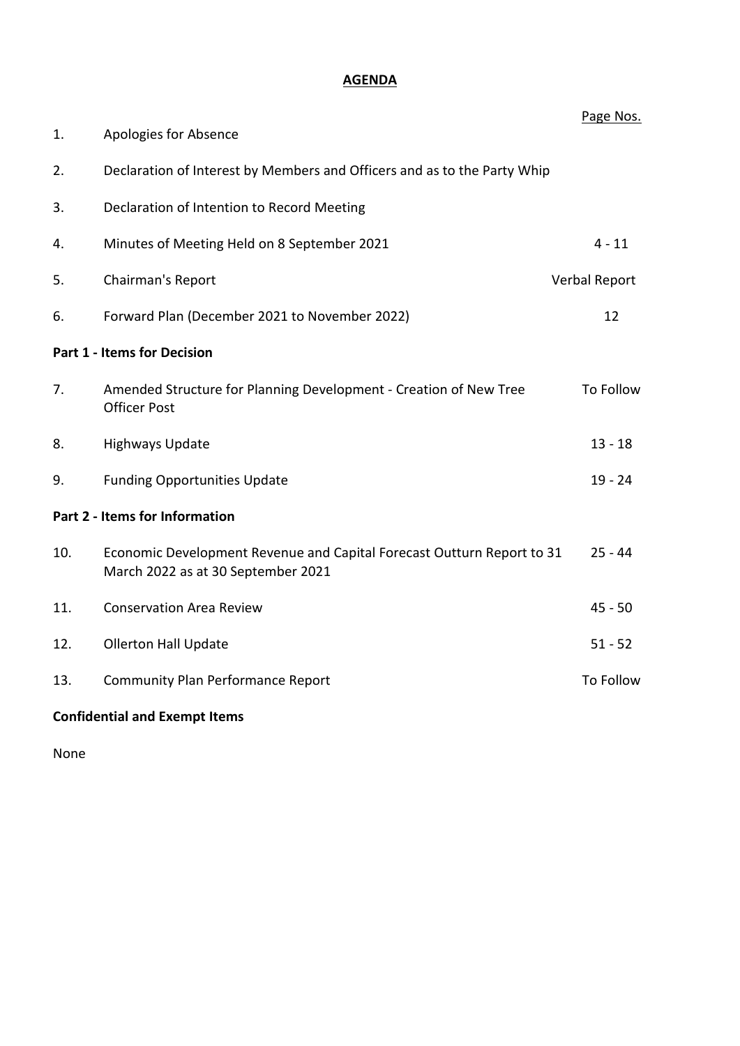**AGENDA**

| | | Page Nos. |
|---|---|---|
| 1. | Apologies for Absence | |
| 2. | Declaration of Interest by Members and Officers and as to the Party Whip | |
| 3. | Declaration of Intention to Record Meeting | |
| 4. | Minutes of Meeting Held on 8 September 2021 | 4 - 11 |
| 5. | Chairman's Report | Verbal Report |
| 6. | Forward Plan (December 2021 to November 2022) | 12 |
| **Part 1 - Items for Decision** | | |
| 7. | Amended Structure for Planning Development - Creation of New Tree Officer Post | To Follow |
| 8. | Highways Update | 13 - 18 |
| 9. | Funding Opportunities Update | 19 - 24 |
| **Part 2 - Items for Information** | | |
| 10. | Economic Development Revenue and Capital Forecast Outturn Report to 31 March 2022 as at 30 September 2021 | 25 - 44 |
| 11. | Conservation Area Review | 45 - 50 |
| 12. | Ollerton Hall Update | 51 - 52 |
| 13. | Community Plan Performance Report | To Follow |

**Confidential and Exempt Items**

None